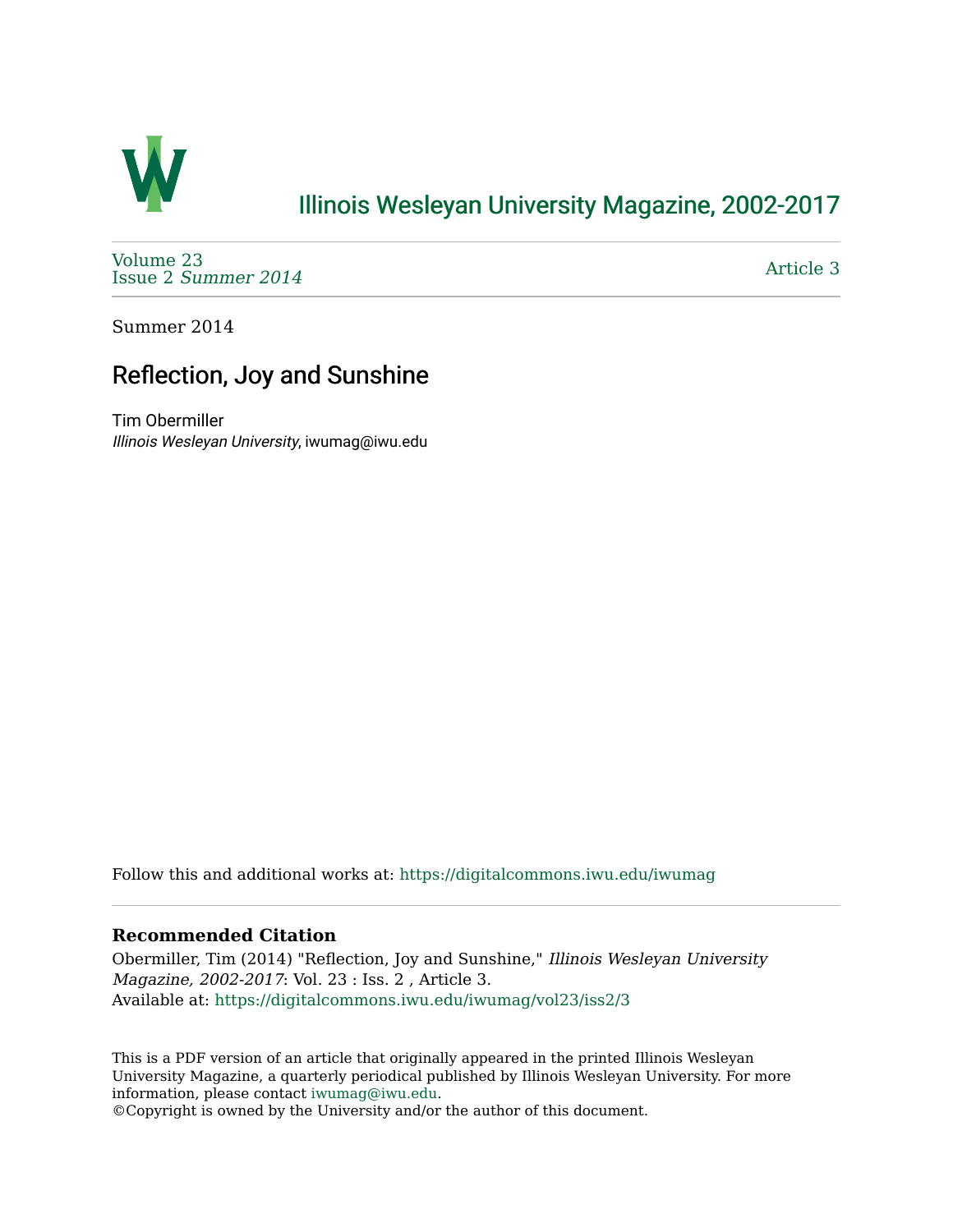# Illinois Wesleyan University Magazine, 2002-2017

Volume 23
Issue 2 *Summer 2014*

Article 3

Summer 2014

## Reflection, Joy and Sunshine

Tim Obermiller
*Illinois Wesleyan University*, iwumag@iwu.edu

Follow this and additional works at: https://digitalcommons.iwu.edu/iwumag

**Recommended Citation**
Obermiller, Tim (2014) "Reflection, Joy and Sunshine," *Illinois Wesleyan University Magazine, 2002-2017*: Vol. 23 : Iss. 2 , Article 3.
Available at: https://digitalcommons.iwu.edu/iwumag/vol23/iss2/3

This is a PDF version of an article that originally appeared in the printed Illinois Wesleyan University Magazine, a quarterly periodical published by Illinois Wesleyan University. For more information, please contact iwumag@iwu.edu.
©Copyright is owned by the University and/or the author of this document.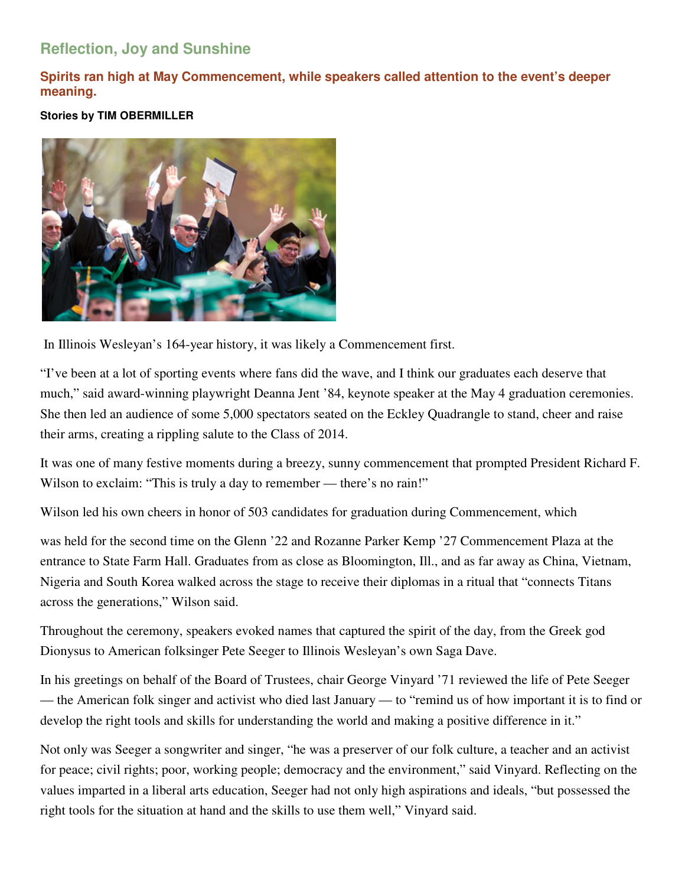## Reflection, Joy and Sunshine

### Spirits ran high at May Commencement, while speakers called attention to the event's deeper meaning.

**Stories by TIM OBERMILLER**

In Illinois Wesleyan's 164-year history, it was likely a Commencement first.

"I've been at a lot of sporting events where fans did the wave, and I think our graduates each deserve that much," said award-winning playwright Deanna Jent '84, keynote speaker at the May 4 graduation ceremonies. She then led an audience of some 5,000 spectators seated on the Eckley Quadrangle to stand, cheer and raise their arms, creating a rippling salute to the Class of 2014.

It was one of many festive moments during a breezy, sunny commencement that prompted President Richard F. Wilson to exclaim: "This is truly a day to remember — there's no rain!"

Wilson led his own cheers in honor of 503 candidates for graduation during Commencement, which was held for the second time on the Glenn '22 and Rozanne Parker Kemp '27 Commencement Plaza at the entrance to State Farm Hall. Graduates from as close as Bloomington, Ill., and as far away as China, Vietnam, Nigeria and South Korea walked across the stage to receive their diplomas in a ritual that "connects Titans across the generations," Wilson said.

Throughout the ceremony, speakers evoked names that captured the spirit of the day, from the Greek god Dionysus to American folksinger Pete Seeger to Illinois Wesleyan's own Saga Dave.

In his greetings on behalf of the Board of Trustees, chair George Vinyard '71 reviewed the life of Pete Seeger — the American folk singer and activist who died last January — to "remind us of how important it is to find or develop the right tools and skills for understanding the world and making a positive difference in it."

Not only was Seeger a songwriter and singer, "he was a preserver of our folk culture, a teacher and an activist for peace; civil rights; poor, working people; democracy and the environment," said Vinyard. Reflecting on the values imparted in a liberal arts education, Seeger had not only high aspirations and ideals, "but possessed the right tools for the situation at hand and the skills to use them well," Vinyard said.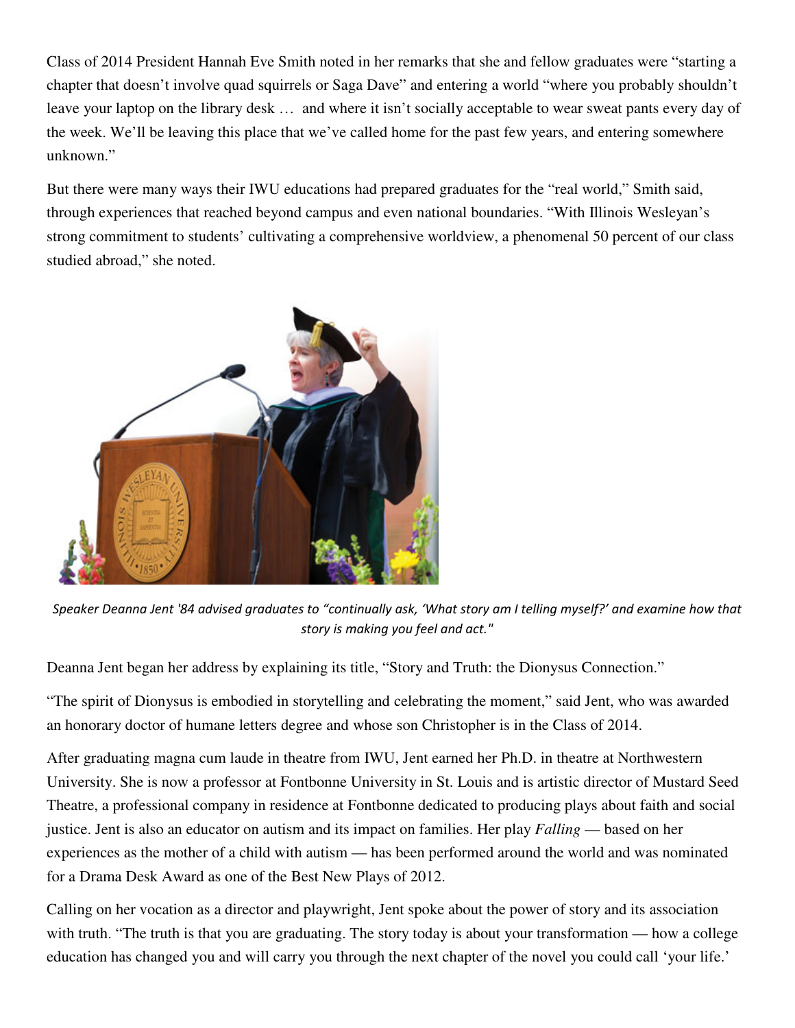Class of 2014 President Hannah Eve Smith noted in her remarks that she and fellow graduates were "starting a chapter that doesn't involve quad squirrels or Saga Dave" and entering a world "where you probably shouldn't leave your laptop on the library desk … and where it isn't socially acceptable to wear sweat pants every day of the week. We'll be leaving this place that we've called home for the past few years, and entering somewhere unknown."

But there were many ways their IWU educations had prepared graduates for the "real world," Smith said, through experiences that reached beyond campus and even national boundaries. "With Illinois Wesleyan's strong commitment to students' cultivating a comprehensive worldview, a phenomenal 50 percent of our class studied abroad," she noted.

*Speaker Deanna Jent '84 advised graduates to "continually ask, 'What story am I telling myself?' and examine how that story is making you feel and act."*

Deanna Jent began her address by explaining its title, "Story and Truth: the Dionysus Connection."

"The spirit of Dionysus is embodied in storytelling and celebrating the moment," said Jent, who was awarded an honorary doctor of humane letters degree and whose son Christopher is in the Class of 2014.

After graduating magna cum laude in theatre from IWU, Jent earned her Ph.D. in theatre at Northwestern University. She is now a professor at Fontbonne University in St. Louis and is artistic director of Mustard Seed Theatre, a professional company in residence at Fontbonne dedicated to producing plays about faith and social justice. Jent is also an educator on autism and its impact on families. Her play *Falling* — based on her experiences as the mother of a child with autism — has been performed around the world and was nominated for a Drama Desk Award as one of the Best New Plays of 2012.

Calling on her vocation as a director and playwright, Jent spoke about the power of story and its association with truth. "The truth is that you are graduating. The story today is about your transformation — how a college education has changed you and will carry you through the next chapter of the novel you could call 'your life.'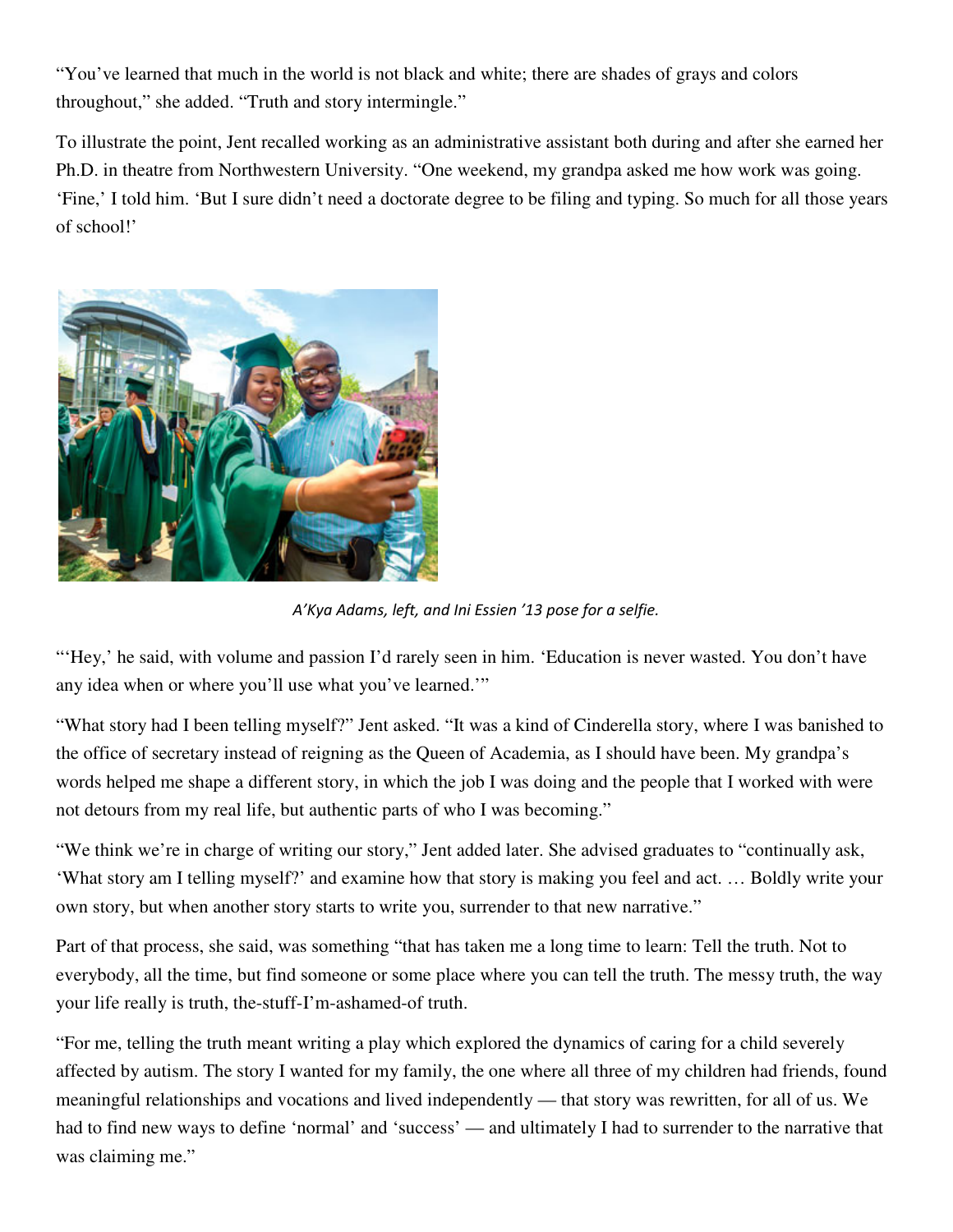"You've learned that much in the world is not black and white; there are shades of grays and colors throughout," she added. "Truth and story intermingle."

To illustrate the point, Jent recalled working as an administrative assistant both during and after she earned her Ph.D. in theatre from Northwestern University. "One weekend, my grandpa asked me how work was going. 'Fine,' I told him. 'But I sure didn't need a doctorate degree to be filing and typing. So much for all those years of school!'

*A'Kya Adams, left, and Ini Essien '13 pose for a selfie.*

"'Hey,' he said, with volume and passion I'd rarely seen in him. 'Education is never wasted. You don't have any idea when or where you'll use what you've learned.'"

"What story had I been telling myself?" Jent asked. "It was a kind of Cinderella story, where I was banished to the office of secretary instead of reigning as the Queen of Academia, as I should have been. My grandpa's words helped me shape a different story, in which the job I was doing and the people that I worked with were not detours from my real life, but authentic parts of who I was becoming."

"We think we're in charge of writing our story," Jent added later. She advised graduates to "continually ask, 'What story am I telling myself?' and examine how that story is making you feel and act. … Boldly write your own story, but when another story starts to write you, surrender to that new narrative."

Part of that process, she said, was something "that has taken me a long time to learn: Tell the truth. Not to everybody, all the time, but find someone or some place where you can tell the truth. The messy truth, the way your life really is truth, the-stuff-I'm-ashamed-of truth.

"For me, telling the truth meant writing a play which explored the dynamics of caring for a child severely affected by autism. The story I wanted for my family, the one where all three of my children had friends, found meaningful relationships and vocations and lived independently — that story was rewritten, for all of us. We had to find new ways to define 'normal' and 'success' — and ultimately I had to surrender to the narrative that was claiming me."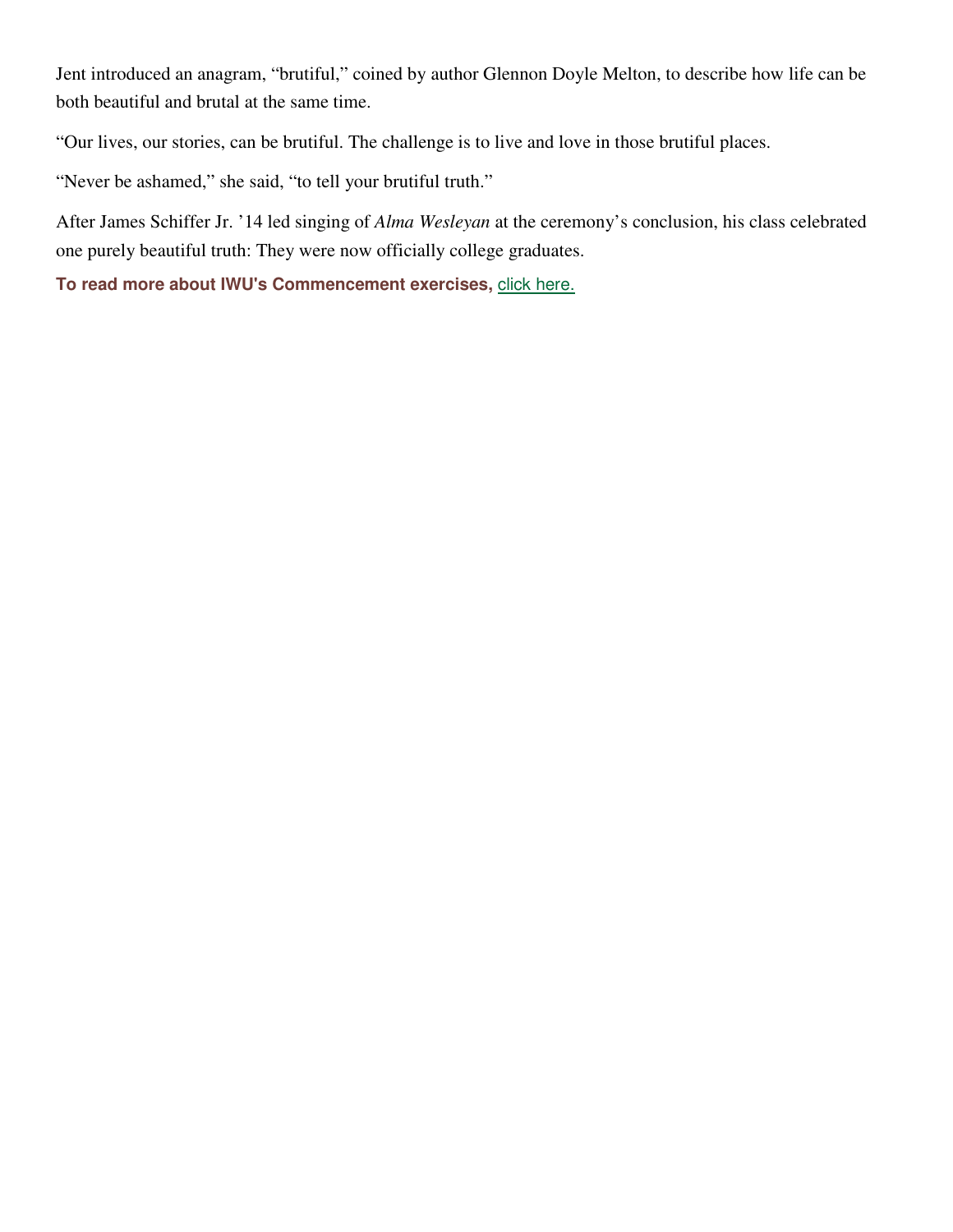Jent introduced an anagram, “brutiful,” coined by author Glennon Doyle Melton, to describe how life can be both beautiful and brutal at the same time.

“Our lives, our stories, can be brutiful. The challenge is to live and love in those brutiful places.

“Never be ashamed,” she said, “to tell your brutiful truth.”

After James Schiffer Jr. ’14 led singing of *Alma Wesleyan* at the ceremony’s conclusion, his class celebrated one purely beautiful truth: They were now officially college graduates.

**To read more about IWU's Commencement exercises,** click here.